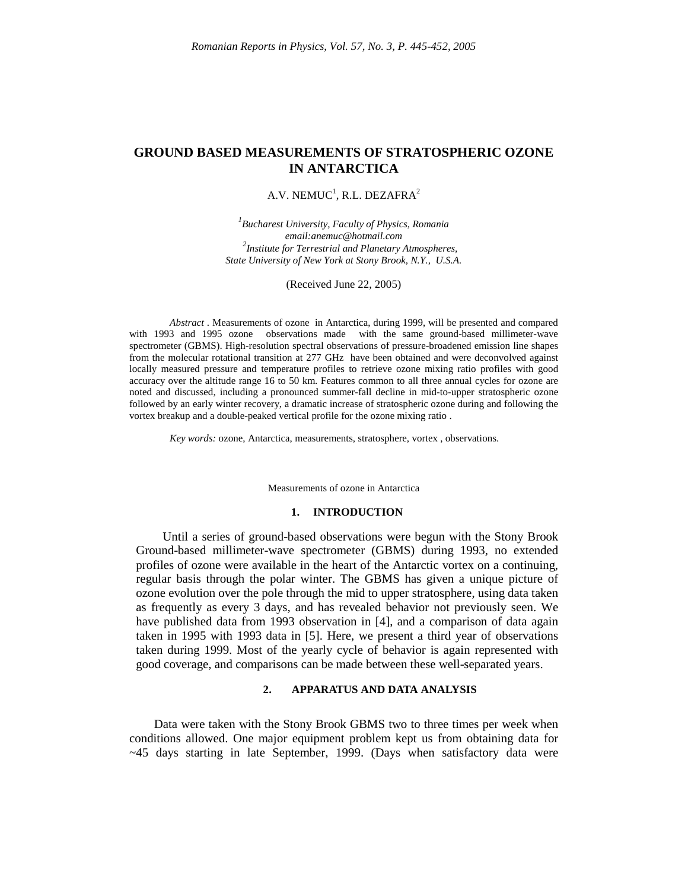# GROUND BASED MEASUREMENTS OF STRATOSPHERIC OZONE IN ANTARCTICA

A.V. NEMUC[1], R.L. DEZAFRA[2]

[1]*Bucharest University, Faculty of Physics, Romania*
*email:anemuc@hotmail.com*
[2]*Institute for Terrestrial and Planetary Atmospheres, State University of New York at Stony Brook, N.Y., U.S.A.*

(Received June 22, 2005)

*Abstract* . Measurements of ozone in Antarctica, during 1999, will be presented and compared with 1993 and 1995 ozone observations made with the same ground-based millimeter-wave spectrometer (GBMS). High-resolution spectral observations of pressure-broadened emission line shapes from the molecular rotational transition at 277 GHz have been obtained and were deconvolved against locally measured pressure and temperature profiles to retrieve ozone mixing ratio profiles with good accuracy over the altitude range 16 to 50 km. Features common to all three annual cycles for ozone are noted and discussed, including a pronounced summer-fall decline in mid-to-upper stratospheric ozone followed by an early winter recovery, a dramatic increase of stratospheric ozone during and following the vortex breakup and a double-peaked vertical profile for the ozone mixing ratio .

*Key words:* ozone, Antarctica, measurements, stratosphere, vortex , observations.

Measurements of ozone in Antarctica

## 1. INTRODUCTION

Until a series of ground-based observations were begun with the Stony Brook Ground-based millimeter-wave spectrometer (GBMS) during 1993, no extended profiles of ozone were available in the heart of the Antarctic vortex on a continuing, regular basis through the polar winter. The GBMS has given a unique picture of ozone evolution over the pole through the mid to upper stratosphere, using data taken as frequently as every 3 days, and has revealed behavior not previously seen. We have published data from 1993 observation in [4], and a comparison of data again taken in 1995 with 1993 data in [5]. Here, we present a third year of observations taken during 1999. Most of the yearly cycle of behavior is again represented with good coverage, and comparisons can be made between these well-separated years.

## 2. APPARATUS AND DATA ANALYSIS

Data were taken with the Stony Brook GBMS two to three times per week when conditions allowed. One major equipment problem kept us from obtaining data for ~45 days starting in late September, 1999. (Days when satisfactory data were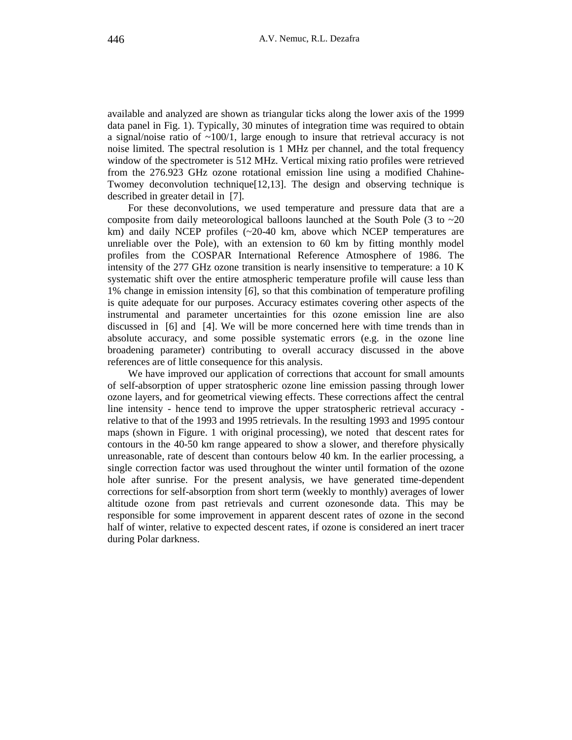available and analyzed are shown as triangular ticks along the lower axis of the 1999 data panel in Fig. 1). Typically, 30 minutes of integration time was required to obtain a signal/noise ratio of ~100/1, large enough to insure that retrieval accuracy is not noise limited. The spectral resolution is 1 MHz per channel, and the total frequency window of the spectrometer is 512 MHz. Vertical mixing ratio profiles were retrieved from the 276.923 GHz ozone rotational emission line using a modified Chahine-Twomey deconvolution technique[12,13]. The design and observing technique is described in greater detail in [7].

For these deconvolutions, we used temperature and pressure data that are a composite from daily meteorological balloons launched at the South Pole (3 to ~20 km) and daily NCEP profiles (~20-40 km, above which NCEP temperatures are unreliable over the Pole), with an extension to 60 km by fitting monthly model profiles from the COSPAR International Reference Atmosphere of 1986. The intensity of the 277 GHz ozone transition is nearly insensitive to temperature: a 10 K systematic shift over the entire atmospheric temperature profile will cause less than 1% change in emission intensity [*6*], so that this combination of temperature profiling is quite adequate for our purposes. Accuracy estimates covering other aspects of the instrumental and parameter uncertainties for this ozone emission line are also discussed in [6] and [4]. We will be more concerned here with time trends than in absolute accuracy, and some possible systematic errors (e.g. in the ozone line broadening parameter) contributing to overall accuracy discussed in the above references are of little consequence for this analysis.

We have improved our application of corrections that account for small amounts of self-absorption of upper stratospheric ozone line emission passing through lower ozone layers, and for geometrical viewing effects. These corrections affect the central line intensity - hence tend to improve the upper stratospheric retrieval accuracy - relative to that of the 1993 and 1995 retrievals. In the resulting 1993 and 1995 contour maps (shown in Figure. 1 with original processing), we noted that descent rates for contours in the 40-50 km range appeared to show a slower, and therefore physically unreasonable, rate of descent than contours below 40 km. In the earlier processing, a single correction factor was used throughout the winter until formation of the ozone hole after sunrise. For the present analysis, we have generated time-dependent corrections for self-absorption from short term (weekly to monthly) averages of lower altitude ozone from past retrievals and current ozonesonde data. This may be responsible for some improvement in apparent descent rates of ozone in the second half of winter, relative to expected descent rates, if ozone is considered an inert tracer during Polar darkness.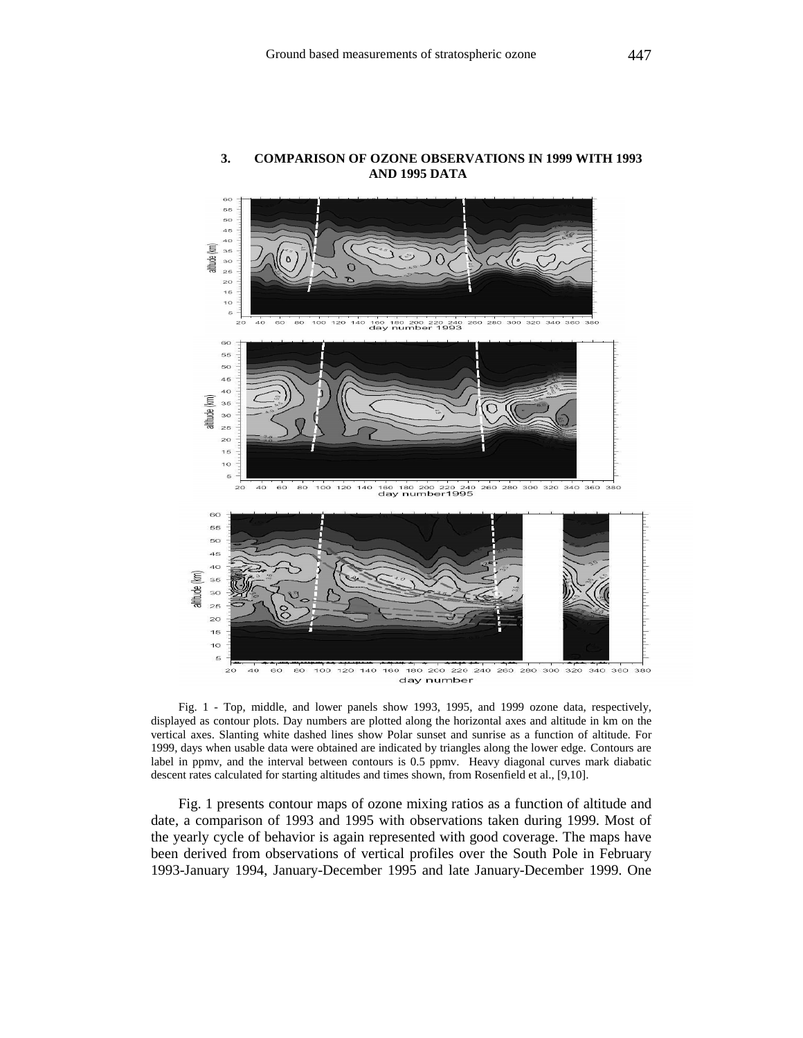## 3. COMPARISON OF OZONE OBSERVATIONS IN 1999 WITH 1993 AND 1995 DATA

Fig. 1 - Top, middle, and lower panels show 1993, 1995, and 1999 ozone data, respectively, displayed as contour plots. Day numbers are plotted along the horizontal axes and altitude in km on the vertical axes. Slanting white dashed lines show Polar sunset and sunrise as a function of altitude. For 1999, days when usable data were obtained are indicated by triangles along the lower edge. Contours are label in ppmv, and the interval between contours is 0.5 ppmv. Heavy diagonal curves mark diabatic descent rates calculated for starting altitudes and times shown, from Rosenfield et al., [9,10].

Fig. 1 presents contour maps of ozone mixing ratios as a function of altitude and date, a comparison of 1993 and 1995 with observations taken during 1999. Most of the yearly cycle of behavior is again represented with good coverage. The maps have been derived from observations of vertical profiles over the South Pole in February 1993-January 1994, January-December 1995 and late January-December 1999. One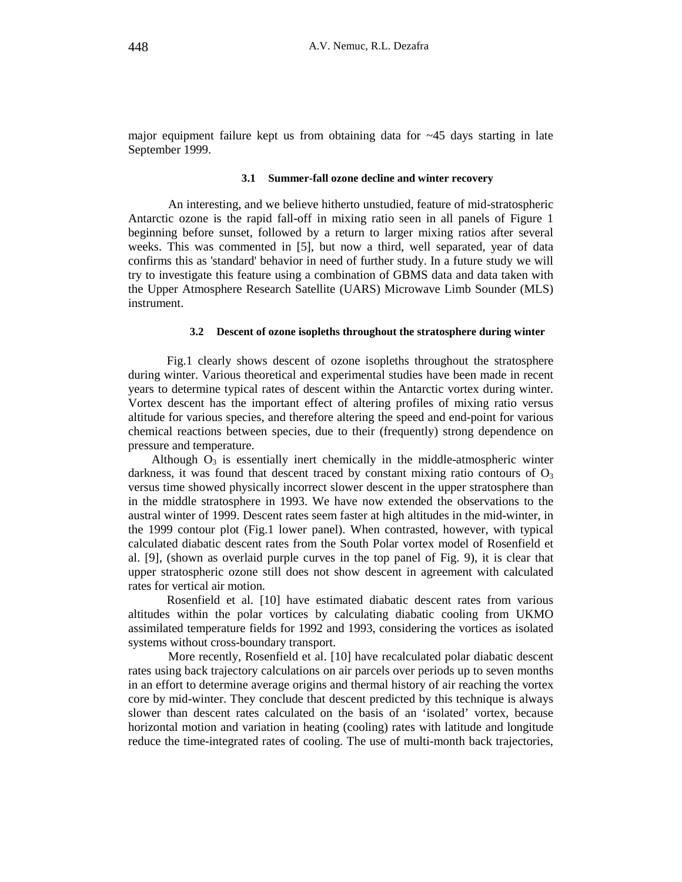major equipment failure kept us from obtaining data for ~45 days starting in late September 1999.

### 3.1 Summer-fall ozone decline and winter recovery

An interesting, and we believe hitherto unstudied, feature of mid-stratospheric Antarctic ozone is the rapid fall-off in mixing ratio seen in all panels of Figure 1 beginning before sunset, followed by a return to larger mixing ratios after several weeks. This was commented in [5], but now a third, well separated, year of data confirms this as 'standard' behavior in need of further study. In a future study we will try to investigate this feature using a combination of GBMS data and data taken with the Upper Atmosphere Research Satellite (UARS) Microwave Limb Sounder (MLS) instrument.

### 3.2 Descent of ozone isopleths throughout the stratosphere during winter

Fig.1 clearly shows descent of ozone isopleths throughout the stratosphere during winter. Various theoretical and experimental studies have been made in recent years to determine typical rates of descent within the Antarctic vortex during winter. Vortex descent has the important effect of altering profiles of mixing ratio versus altitude for various species, and therefore altering the speed and end-point for various chemical reactions between species, due to their (frequently) strong dependence on pressure and temperature.

Although $O_3$ is essentially inert chemically in the middle-atmospheric winter darkness, it was found that descent traced by constant mixing ratio contours of $O_3$ versus time showed physically incorrect slower descent in the upper stratosphere than in the middle stratosphere in 1993. We have now extended the observations to the austral winter of 1999. Descent rates seem faster at high altitudes in the mid-winter, in the 1999 contour plot (Fig.1 lower panel). When contrasted, however, with typical calculated diabatic descent rates from the South Polar vortex model of Rosenfield et al. [9], (shown as overlaid purple curves in the top panel of Fig. 9), it is clear that upper stratospheric ozone still does not show descent in agreement with calculated rates for vertical air motion.

Rosenfield et al. [10] have estimated diabatic descent rates from various altitudes within the polar vortices by calculating diabatic cooling from UKMO assimilated temperature fields for 1992 and 1993, considering the vortices as isolated systems without cross-boundary transport.

More recently, Rosenfield et al. [10] have recalculated polar diabatic descent rates using back trajectory calculations on air parcels over periods up to seven months in an effort to determine average origins and thermal history of air reaching the vortex core by mid-winter. They conclude that descent predicted by this technique is always slower than descent rates calculated on the basis of an 'isolated' vortex, because horizontal motion and variation in heating (cooling) rates with latitude and longitude reduce the time-integrated rates of cooling. The use of multi-month back trajectories,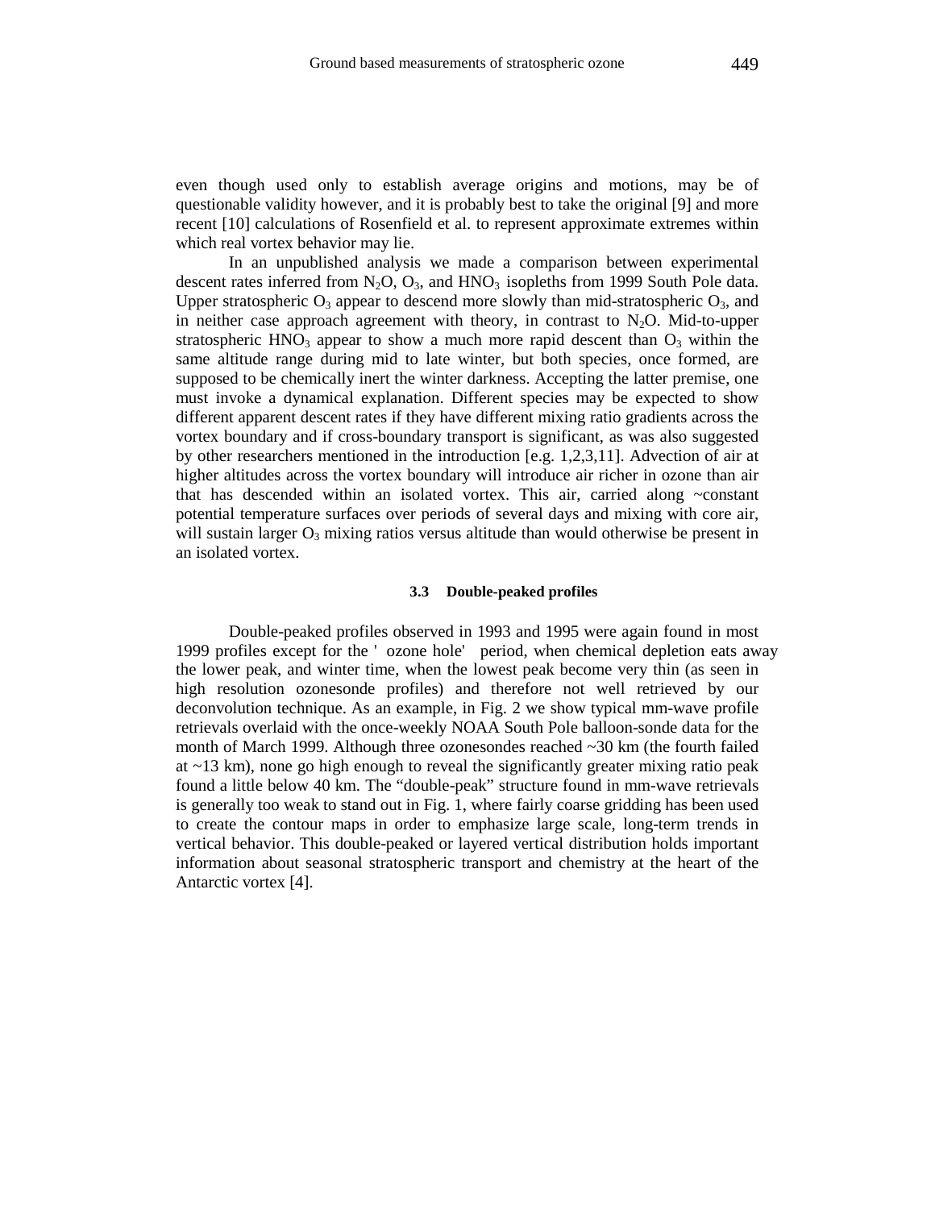even though used only to establish average origins and motions, may be of questionable validity however, and it is probably best to take the original [9] and more recent [10] calculations of Rosenfield et al. to represent approximate extremes within which real vortex behavior may lie.

In an unpublished analysis we made a comparison between experimental descent rates inferred from $N_2O$, $O_3$, and $HNO_3$ isopleths from 1999 South Pole data. Upper stratospheric $O_3$ appear to descend more slowly than mid-stratospheric $O_3$, and in neither case approach agreement with theory, in contrast to $N_2O$. Mid-to-upper stratospheric $HNO_3$ appear to show a much more rapid descent than $O_3$ within the same altitude range during mid to late winter, but both species, once formed, are supposed to be chemically inert the winter darkness. Accepting the latter premise, one must invoke a dynamical explanation. Different species may be expected to show different apparent descent rates if they have different mixing ratio gradients across the vortex boundary and if cross-boundary transport is significant, as was also suggested by other researchers mentioned in the introduction [e.g. 1,2,3,11]. Advection of air at higher altitudes across the vortex boundary will introduce air richer in ozone than air that has descended within an isolated vortex. This air, carried along ~constant potential temperature surfaces over periods of several days and mixing with core air, will sustain larger $O_3$ mixing ratios versus altitude than would otherwise be present in an isolated vortex.

### 3.3 Double-peaked profiles

Double-peaked profiles observed in 1993 and 1995 were again found in most 1999 profiles except for the ' ozone hole' period, when chemical depletion eats away the lower peak, and winter time, when the lowest peak become very thin (as seen in high resolution ozonesonde profiles) and therefore not well retrieved by our deconvolution technique. As an example, in Fig. 2 we show typical mm-wave profile retrievals overlaid with the once-weekly NOAA South Pole balloon-sonde data for the month of March 1999. Although three ozonesondes reached ~30 km (the fourth failed at ~13 km), none go high enough to reveal the significantly greater mixing ratio peak found a little below 40 km. The "double-peak" structure found in mm-wave retrievals is generally too weak to stand out in Fig. 1, where fairly coarse gridding has been used to create the contour maps in order to emphasize large scale, long-term trends in vertical behavior. This double-peaked or layered vertical distribution holds important information about seasonal stratospheric transport and chemistry at the heart of the Antarctic vortex [4].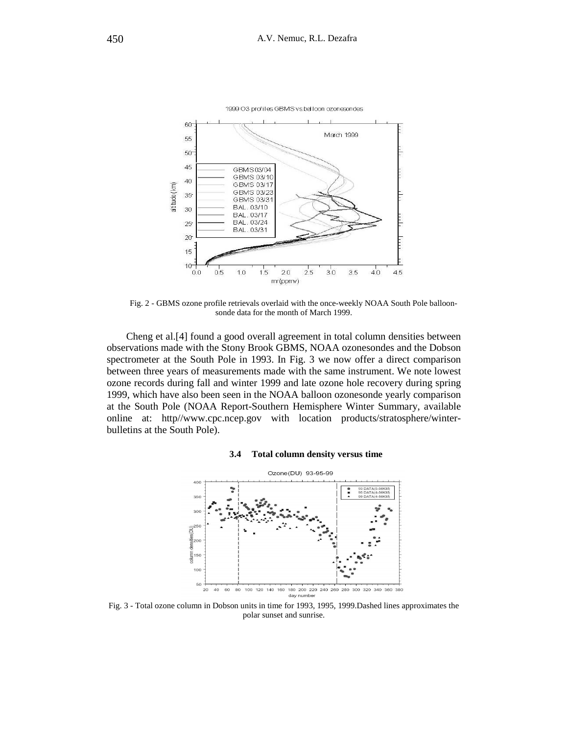Fig. 2 - GBMS ozone profile retrievals overlaid with the once-weekly NOAA South Pole balloon-sonde data for the month of March 1999.

Cheng et al.[4] found a good overall agreement in total column densities between observations made with the Stony Brook GBMS, NOAA ozonesondes and the Dobson spectrometer at the South Pole in 1993. In Fig. 3 we now offer a direct comparison between three years of measurements made with the same instrument. We note lowest ozone records during fall and winter 1999 and late ozone hole recovery during spring 1999, which have also been seen in the NOAA balloon ozonesonde yearly comparison at the South Pole (NOAA Report-Southern Hemisphere Winter Summary, available online at: http//www.cpc.ncep.gov with location products/stratosphere/winter-bulletins at the South Pole).

### 3.4 Total column density versus time

Fig. 3 - Total ozone column in Dobson units in time for 1993, 1995, 1999.Dashed lines approximates the polar sunset and sunrise.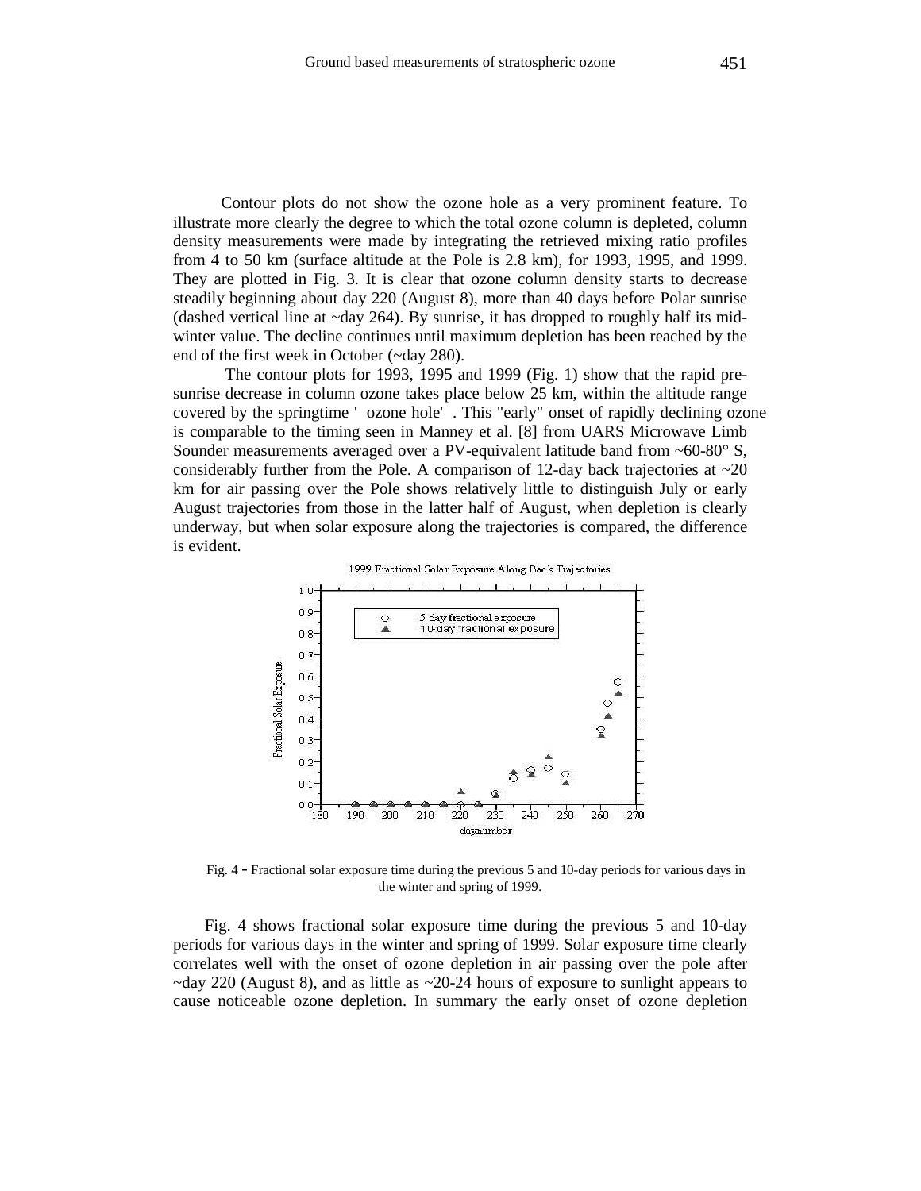Contour plots do not show the ozone hole as a very prominent feature. To illustrate more clearly the degree to which the total ozone column is depleted, column density measurements were made by integrating the retrieved mixing ratio profiles from 4 to 50 km (surface altitude at the Pole is 2.8 km), for 1993, 1995, and 1999. They are plotted in Fig. 3. It is clear that ozone column density starts to decrease steadily beginning about day 220 (August 8), more than 40 days before Polar sunrise (dashed vertical line at ~day 264). By sunrise, it has dropped to roughly half its mid-winter value. The decline continues until maximum depletion has been reached by the end of the first week in October (~day 280).

The contour plots for 1993, 1995 and 1999 (Fig. 1) show that the rapid pre-sunrise decrease in column ozone takes place below 25 km, within the altitude range covered by the springtime 'ozone hole'. This "early" onset of rapidly declining ozone is comparable to the timing seen in Manney et al. [8] from UARS Microwave Limb Sounder measurements averaged over a PV-equivalent latitude band from ~60-80° S, considerably further from the Pole. A comparison of 12-day back trajectories at ~20 km for air passing over the Pole shows relatively little to distinguish July or early August trajectories from those in the latter half of August, when depletion is clearly underway, but when solar exposure along the trajectories is compared, the difference is evident.

Fig. 4 – Fractional solar exposure time during the previous 5 and 10-day periods for various days in the winter and spring of 1999.

Fig. 4 shows fractional solar exposure time during the previous 5 and 10-day periods for various days in the winter and spring of 1999. Solar exposure time clearly correlates well with the onset of ozone depletion in air passing over the pole after ~day 220 (August 8), and as little as ~20-24 hours of exposure to sunlight appears to cause noticeable ozone depletion. In summary the early onset of ozone depletion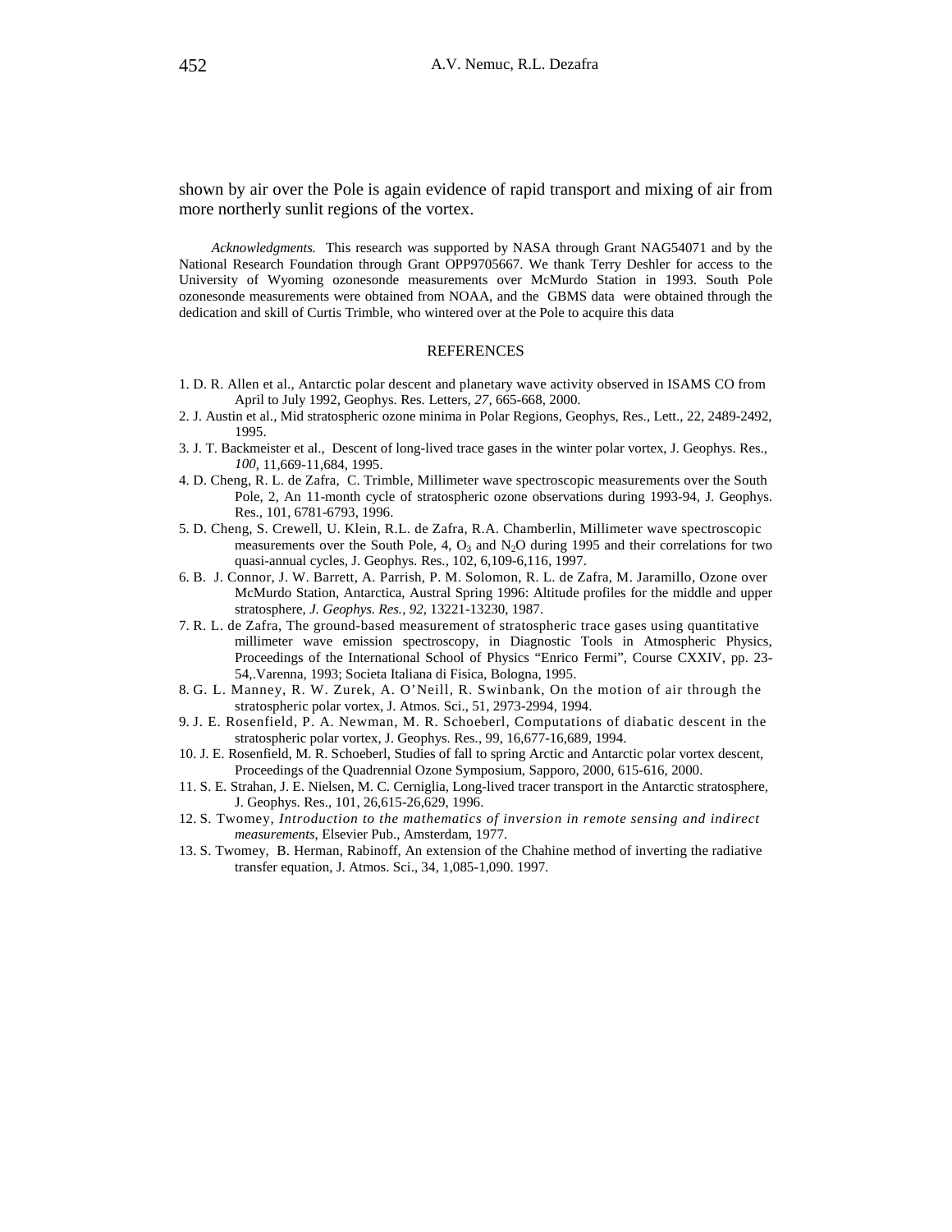shown by air over the Pole is again evidence of rapid transport and mixing of air from more northerly sunlit regions of the vortex.

*Acknowledgments.* This research was supported by NASA through Grant NAG54071 and by the National Research Foundation through Grant OPP9705667. We thank Terry Deshler for access to the University of Wyoming ozonesonde measurements over McMurdo Station in 1993. South Pole ozonesonde measurements were obtained from NOAA, and the GBMS data were obtained through the dedication and skill of Curtis Trimble, who wintered over at the Pole to acquire this data

## REFERENCES

1. D. R. Allen et al., Antarctic polar descent and planetary wave activity observed in ISAMS CO from April to July 1992, Geophys. Res. Letters, *27*, 665-668, 2000.
2. J. Austin et al., Mid stratospheric ozone minima in Polar Regions, Geophys, Res., Lett., 22, 2489-2492, 1995.
3. J. T. Backmeister et al., Descent of long-lived trace gases in the winter polar vortex, J. Geophys. Res., *100*, 11,669-11,684, 1995.
4. D. Cheng, R. L. de Zafra, C. Trimble, Millimeter wave spectroscopic measurements over the South Pole, 2, An 11-month cycle of stratospheric ozone observations during 1993-94, J. Geophys. Res., 101, 6781-6793, 1996.
5. D. Cheng, S. Crewell, U. Klein, R.L. de Zafra, R.A. Chamberlin, Millimeter wave spectroscopic measurements over the South Pole, 4, $O_3$ and $N_2O$ during 1995 and their correlations for two quasi-annual cycles, J. Geophys. Res., 102, 6,109-6,116, 1997.
6. B. J. Connor, J. W. Barrett, A. Parrish, P. M. Solomon, R. L. de Zafra, M. Jaramillo, Ozone over McMurdo Station, Antarctica, Austral Spring 1996: Altitude profiles for the middle and upper stratosphere, *J. Geophys. Res.*, *92*, 13221-13230, 1987.
7. R. L. de Zafra, The ground-based measurement of stratospheric trace gases using quantitative millimeter wave emission spectroscopy, in Diagnostic Tools in Atmospheric Physics, Proceedings of the International School of Physics "Enrico Fermi", Course CXXIV, pp. 23-54,.Varenna, 1993; Societa Italiana di Fisica, Bologna, 1995.
8. G. L. Manney, R. W. Zurek, A. O'Neill, R. Swinbank, On the motion of air through the stratospheric polar vortex, J. Atmos. Sci., 51, 2973-2994, 1994.
9. J. E. Rosenfield, P. A. Newman, M. R. Schoeberl, Computations of diabatic descent in the stratospheric polar vortex, J. Geophys. Res., 99, 16,677-16,689, 1994.
10. J. E. Rosenfield, M. R. Schoeberl, Studies of fall to spring Arctic and Antarctic polar vortex descent, Proceedings of the Quadrennial Ozone Symposium, Sapporo, 2000, 615-616, 2000.
11. S. E. Strahan, J. E. Nielsen, M. C. Cerniglia, Long-lived tracer transport in the Antarctic stratosphere, J. Geophys. Res., 101, 26,615-26,629, 1996.
12. S. Twomey, *Introduction to the mathematics of inversion in remote sensing and indirect measurements*, Elsevier Pub., Amsterdam, 1977.
13. S. Twomey, B. Herman, Rabinoff, An extension of the Chahine method of inverting the radiative transfer equation, J. Atmos. Sci., 34, 1,085-1,090. 1997.